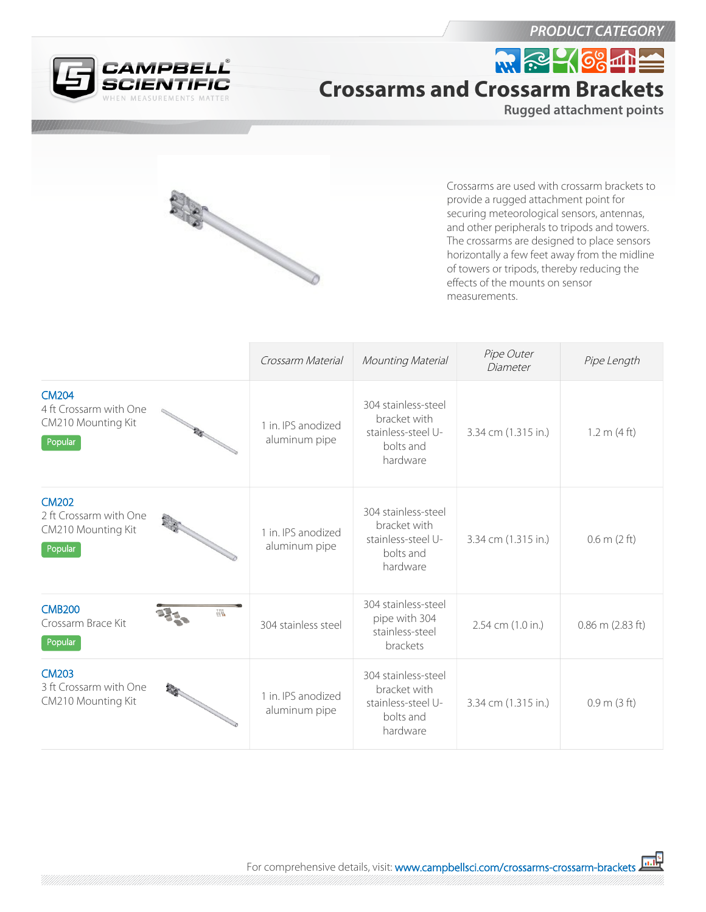PRODUCT CATEGORY

# Crossarms and Crossarm Brackets

**Rugged attachment points**

Crossarms are used with crossarm brackets to provide a rugged attachment point for securing meteorological sensors, antennas, and other peripherals to tripods and towers. The crossarms are designed to place sensors horizontally a few feet away from the midline of towers or tripods, thereby reducing the effects of the mounts on sensor measurements.

| | *Crossarm Material* | *Mounting Material* | *Pipe Outer Diameter* | *Pipe Length* |
|---|---|---|---|---|
| **CM204**<br>4 ft Crossarm with One CM210 Mounting Kit<br>Popular | 1 in. IPS anodized aluminum pipe | 304 stainless-steel bracket with stainless-steel U-bolts and hardware | 3.34 cm (1.315 in.) | 1.2 m (4 ft) |
| **CM202**<br>2 ft Crossarm with One CM210 Mounting Kit<br>Popular | 1 in. IPS anodized aluminum pipe | 304 stainless-steel bracket with stainless-steel U-bolts and hardware | 3.34 cm (1.315 in.) | 0.6 m (2 ft) |
| **CMB200**<br>Crossarm Brace Kit<br>Popular | 304 stainless steel | 304 stainless-steel pipe with 304 stainless-steel brackets | 2.54 cm (1.0 in.) | 0.86 m (2.83 ft) |
| **CM203**<br>3 ft Crossarm with One CM210 Mounting Kit | 1 in. IPS anodized aluminum pipe | 304 stainless-steel bracket with stainless-steel U-bolts and hardware | 3.34 cm (1.315 in.) | 0.9 m (3 ft) |

For comprehensive details, visit: www.campbellsci.com/crossarms-crossarm-brackets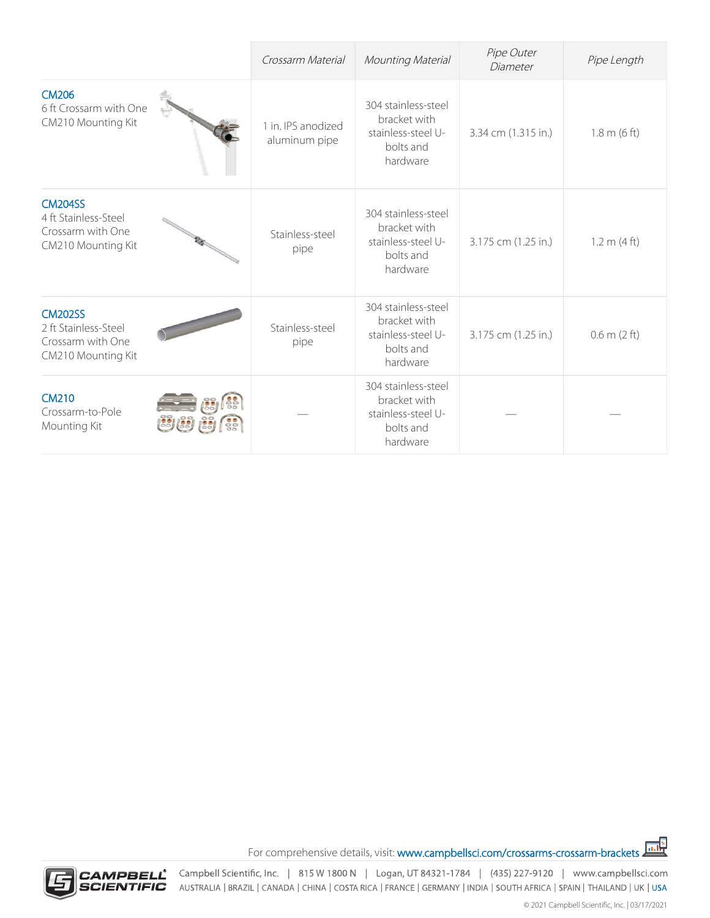| | Crossarm Material | Mounting Material | Pipe Outer Diameter | Pipe Length |
|---|---|---|---|---|
| **CM206** 6 ft Crossarm with One CM210 Mounting Kit | 1 in. IPS anodized aluminum pipe | 304 stainless-steel bracket with stainless-steel U-bolts and hardware | 3.34 cm (1.315 in.) | 1.8 m (6 ft) |
| **CM204SS** 4 ft Stainless-Steel Crossarm with One CM210 Mounting Kit | Stainless-steel pipe | 304 stainless-steel bracket with stainless-steel U-bolts and hardware | 3.175 cm (1.25 in.) | 1.2 m (4 ft) |
| **CM202SS** 2 ft Stainless-Steel Crossarm with One CM210 Mounting Kit | Stainless-steel pipe | 304 stainless-steel bracket with stainless-steel U-bolts and hardware | 3.175 cm (1.25 in.) | 0.6 m (2 ft) |
| **CM210** Crossarm-to-Pole Mounting Kit | — | 304 stainless-steel bracket with stainless-steel U-bolts and hardware | — | — |

For comprehensive details, visit: www.campbellsci.com/crossarms-crossarm-brackets

Campbell Scientific, Inc. | 815 W 1800 N | Logan, UT 84321-1784 | (435) 227-9120 | www.campbellsci.com

AUSTRALIA | BRAZIL | CANADA | CHINA | COSTA RICA | FRANCE | GERMANY | INDIA | SOUTH AFRICA | SPAIN | THAILAND | UK | USA

© 2021 Campbell Scientific, Inc. | 03/17/2021